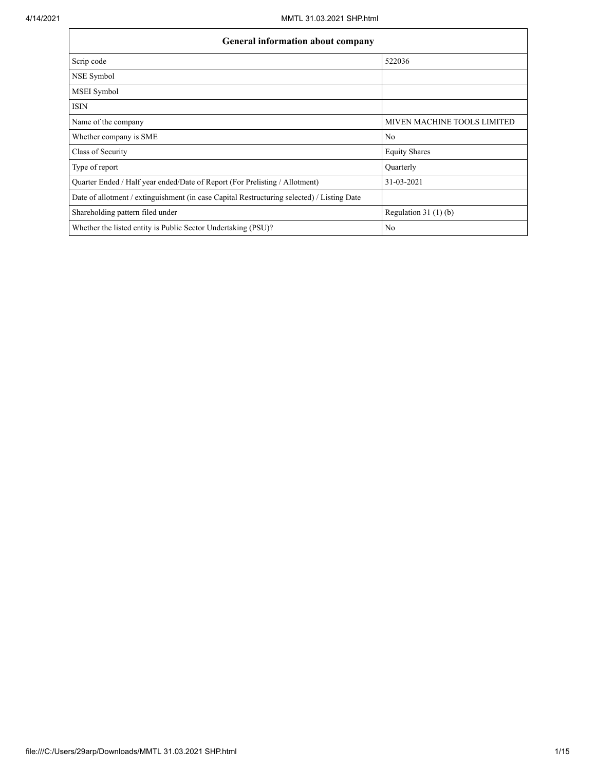| General information about company | |
| --- | --- |
| Scrip code | 522036 |
| NSE Symbol | |
| MSEI Symbol | |
| ISIN | |
| Name of the company | MIVEN MACHINE TOOLS LIMITED |
| Whether company is SME | No |
| Class of Security | Equity Shares |
| Type of report | Quarterly |
| Quarter Ended / Half year ended/Date of Report (For Prelisting / Allotment) | 31-03-2021 |
| Date of allotment / extinguishment (in case Capital Restructuring selected) / Listing Date | |
| Shareholding pattern filed under | Regulation 31 (1) (b) |
| Whether the listed entity is Public Sector Undertaking (PSU)? | No |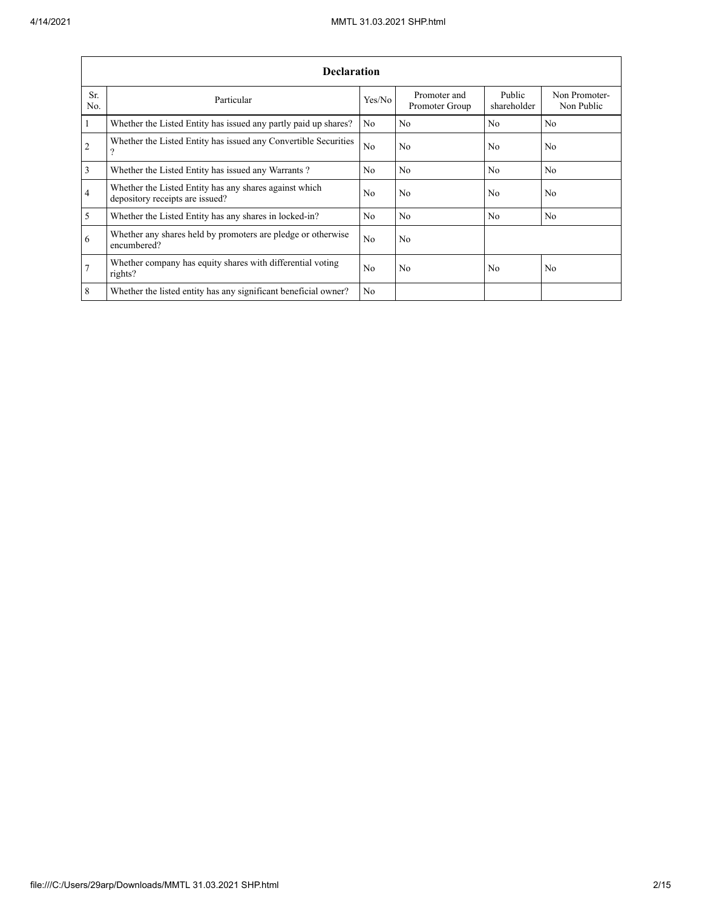| Declaration | | | | | |
|---|---|---|---|---|---|
| Sr. No. | Particular | Yes/No | Promoter and Promoter Group | Public shareholder | Non Promoter- Non Public |
| 1 | Whether the Listed Entity has issued any partly paid up shares? | No | No | No | No |
| 2 | Whether the Listed Entity has issued any Convertible Securities ? | No | No | No | No |
| 3 | Whether the Listed Entity has issued any Warrants ? | No | No | No | No |
| 4 | Whether the Listed Entity has any shares against which depository receipts are issued? | No | No | No | No |
| 5 | Whether the Listed Entity has any shares in locked-in? | No | No | No | No |
| 6 | Whether any shares held by promoters are pledge or otherwise encumbered? | No | No | | |
| 7 | Whether company has equity shares with differential voting rights? | No | No | No | No |
| 8 | Whether the listed entity has any significant beneficial owner? | No | | | |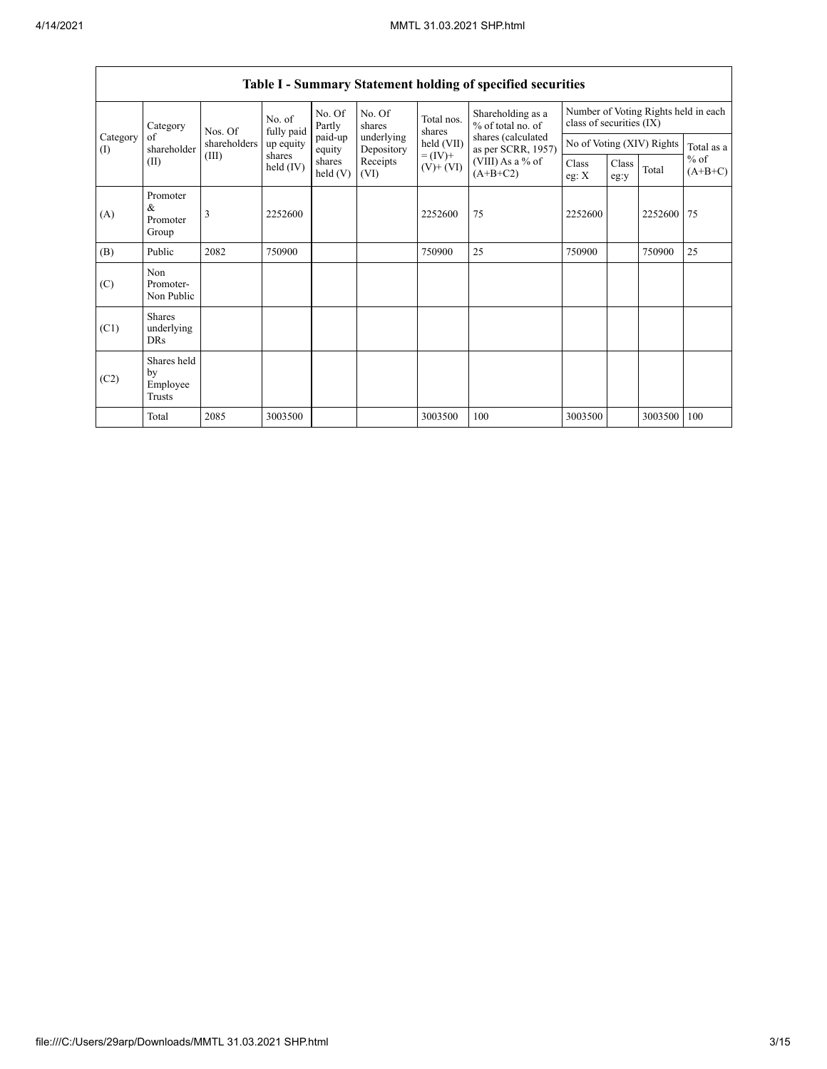## Table I - Summary Statement holding of specified securities

| Category (I) | Category of shareholder (II) | Nos. Of shareholders (III) | No. of fully paid up equity shares held (IV) | No. Of Partly paid-up equity shares held (V) | No. Of shares underlying Depository Receipts (VI) | Total nos. shares held (VII) = (IV)+ (V)+ (VI) | Shareholding as a % of total no. of shares (calculated as per SCRR, 1957) (VIII) As a % of (A+B+C2) | Number of Voting Rights held in each class of securities (IX) | | | |
|---|---|---|---|---|---|---|---|---|---|---|---|
| | | | | | | | | No of Voting (XIV) Rights | | | Total as a % of (A+B+C) |
| | | | | | | | | Class eg: X | Class eg:y | Total | |
| (A) | Promoter & Promoter Group | 3 | 2252600 | | | 2252600 | 75 | 2252600 | | 2252600 | 75 |
| (B) | Public | 2082 | 750900 | | | 750900 | 25 | 750900 | | 750900 | 25 |
| (C) | Non Promoter- Non Public | | | | | | | | | | |
| (C1) | Shares underlying DRs | | | | | | | | | | |
| (C2) | Shares held by Employee Trusts | | | | | | | | | | |
| | Total | 2085 | 3003500 | | | 3003500 | 100 | 3003500 | | 3003500 | 100 |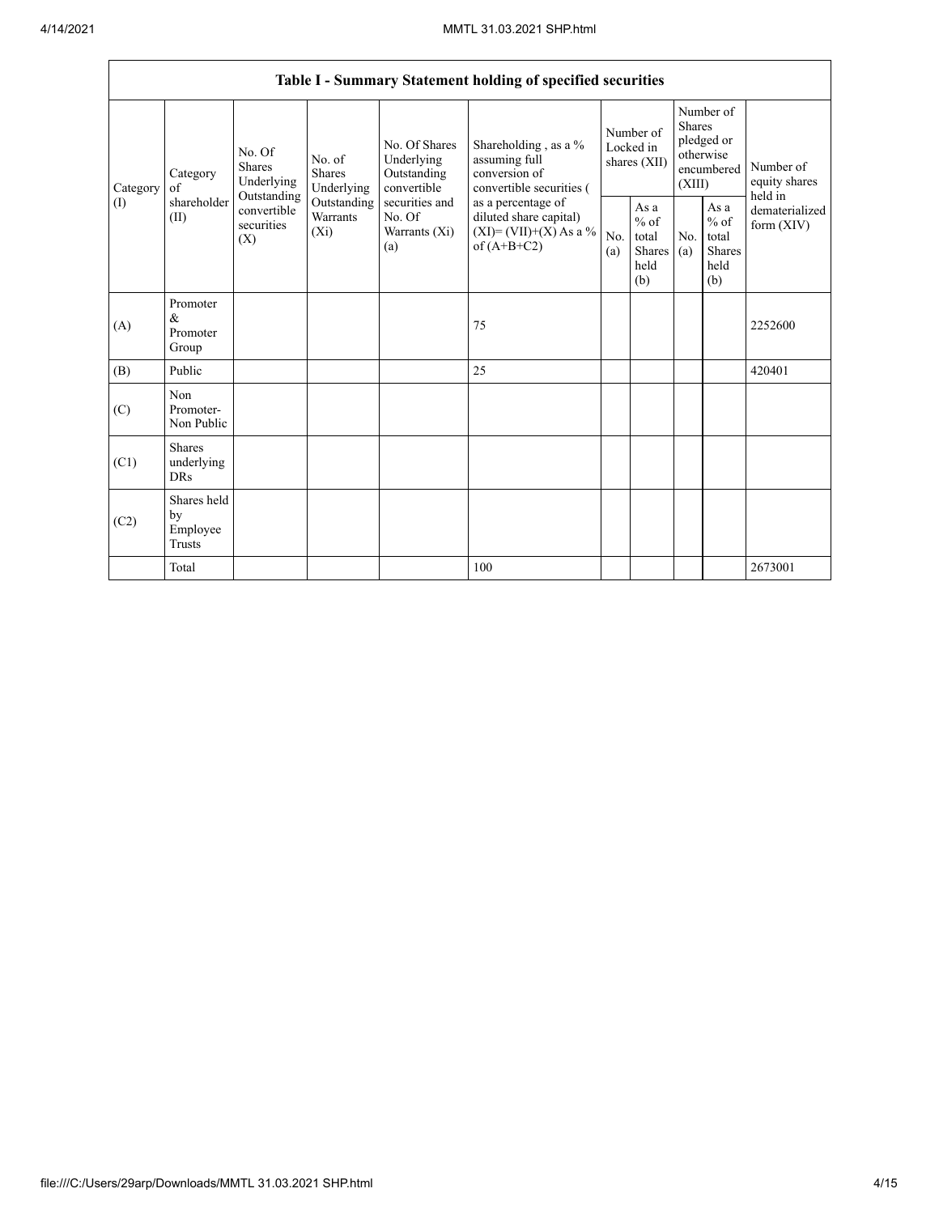| Table I - Summary Statement holding of specified securities | | | | | | | | | | | |
|---|---|---|---|---|---|---|---|---|---|---|---|
| Category (I) | Category of shareholder (II) | No. Of Shares Underlying Outstanding convertible securities (X) | No. of Shares Underlying Outstanding Warrants (Xi) | No. Of Shares Underlying Outstanding convertible securities and No. Of Warrants (Xi) (a) | Shareholding , as a % assuming full conversion of convertible securities ( as a percentage of diluted share capital) (XI)= (VII)+(X) As a % of (A+B+C2) | Number of Locked in shares (XII) | | Number of Shares pledged or otherwise encumbered (XIII) | | Number of equity shares held in dematerialized form (XIV) |
| | | | | | | No. (a) | As a % of total Shares held (b) | No. (a) | As a % of total Shares held (b) | |
| (A) | Promoter & Promoter Group | | | | 75 | | | | | 2252600 |
| (B) | Public | | | | 25 | | | | | 420401 |
| (C) | Non Promoter- Non Public | | | | | | | | | |
| (C1) | Shares underlying DRs | | | | | | | | | |
| (C2) | Shares held by Employee Trusts | | | | | | | | | |
| | Total | | | | 100 | | | | | 2673001 |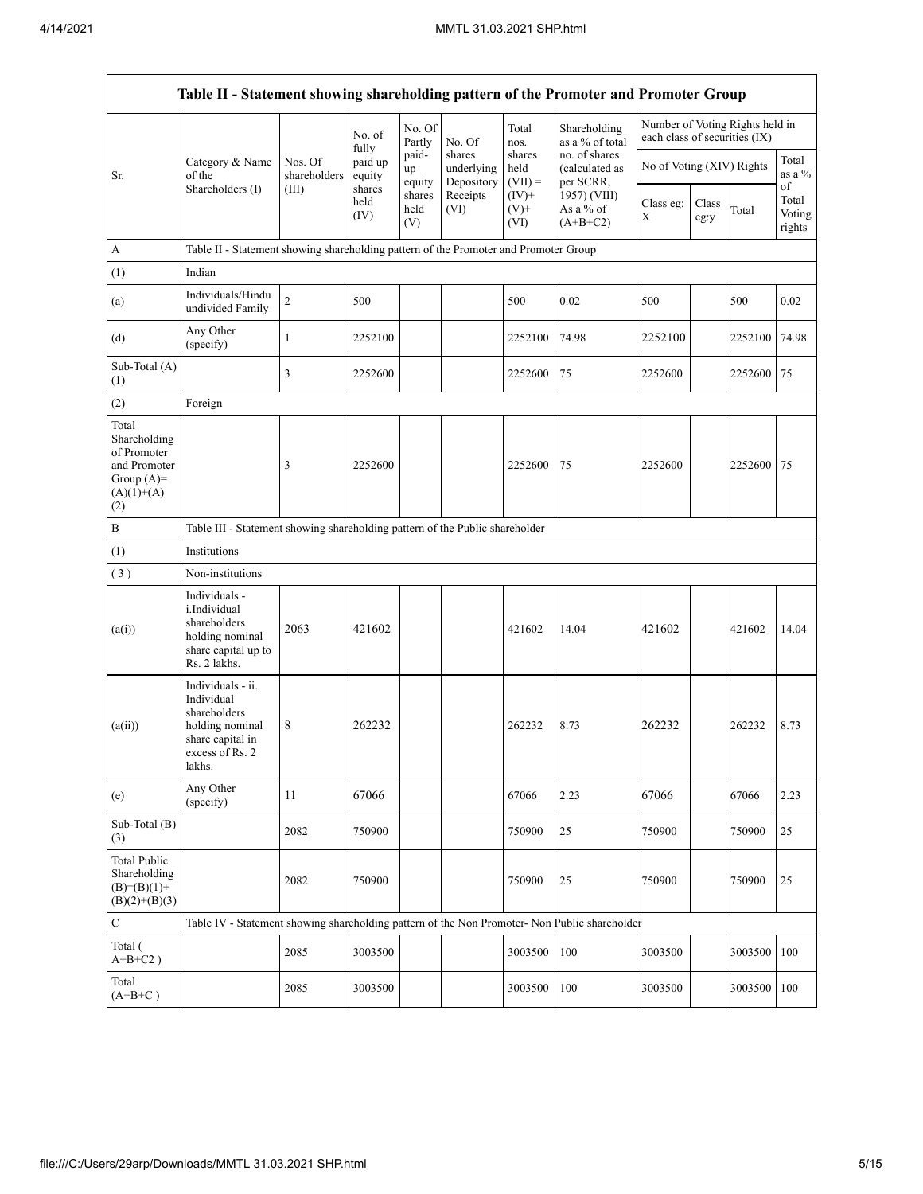| Table II - Statement showing shareholding pattern of the Promoter and Promoter Group | | | | | | | | | | | |
|---|---|---|---|---|---|---|---|---|---|---|---|
| Sr. | Category & Name of the Shareholders (I) | Nos. Of shareholders (III) | No. of fully paid up equity shares held (IV) | No. Of Partly paid-up equity shares held (V) | No. Of shares underlying Depository Receipts (VI) | Total nos. shares held (VII) = (IV)+ (V)+ (VI) | Shareholding as a % of total no. of shares (calculated as per SCRR, 1957) (VIII) As a % of (A+B+C2) | Number of Voting Rights held in each class of securities (IX) | | | |
| | | | | | | | | No of Voting (XIV) Rights | | | Total as a % of Total Voting rights |
| | | | | | | | | Class eg: X | Class eg:y | Total | |
| A | Table II - Statement showing shareholding pattern of the Promoter and Promoter Group | | | | | | | | | | |
| (1) | Indian | | | | | | | | | | |
| (a) | Individuals/Hindu undivided Family | 2 | 500 | | | 500 | 0.02 | 500 | | 500 | 0.02 |
| (d) | Any Other (specify) | 1 | 2252100 | | | 2252100 | 74.98 | 2252100 | | 2252100 | 74.98 |
| Sub-Total (A) (1) | | 3 | 2252600 | | | 2252600 | 75 | 2252600 | | 2252600 | 75 |
| (2) | Foreign | | | | | | | | | | |
| Total Shareholding of Promoter and Promoter Group (A)= (A)(1)+(A)(2) | | 3 | 2252600 | | | 2252600 | 75 | 2252600 | | 2252600 | 75 |
| B | Table III - Statement showing shareholding pattern of the Public shareholder | | | | | | | | | | |
| (1) | Institutions | | | | | | | | | | |
| (3) | Non-institutions | | | | | | | | | | |
| (a(i)) | Individuals - i.Individual shareholders holding nominal share capital up to Rs. 2 lakhs. | 2063 | 421602 | | | 421602 | 14.04 | 421602 | | 421602 | 14.04 |
| (a(ii)) | Individuals - ii. Individual shareholders holding nominal share capital in excess of Rs. 2 lakhs. | 8 | 262232 | | | 262232 | 8.73 | 262232 | | 262232 | 8.73 |
| (e) | Any Other (specify) | 11 | 67066 | | | 67066 | 2.23 | 67066 | | 67066 | 2.23 |
| Sub-Total (B) (3) | | 2082 | 750900 | | | 750900 | 25 | 750900 | | 750900 | 25 |
| Total Public Shareholding (B)=(B)(1)+(B)(2)+(B)(3) | | 2082 | 750900 | | | 750900 | 25 | 750900 | | 750900 | 25 |
| C | Table IV - Statement showing shareholding pattern of the Non Promoter- Non Public shareholder | | | | | | | | | | |
| Total (A+B+C2 ) | | 2085 | 3003500 | | | 3003500 | 100 | 3003500 | | 3003500 | 100 |
| Total (A+B+C ) | | 2085 | 3003500 | | | 3003500 | 100 | 3003500 | | 3003500 | 100 |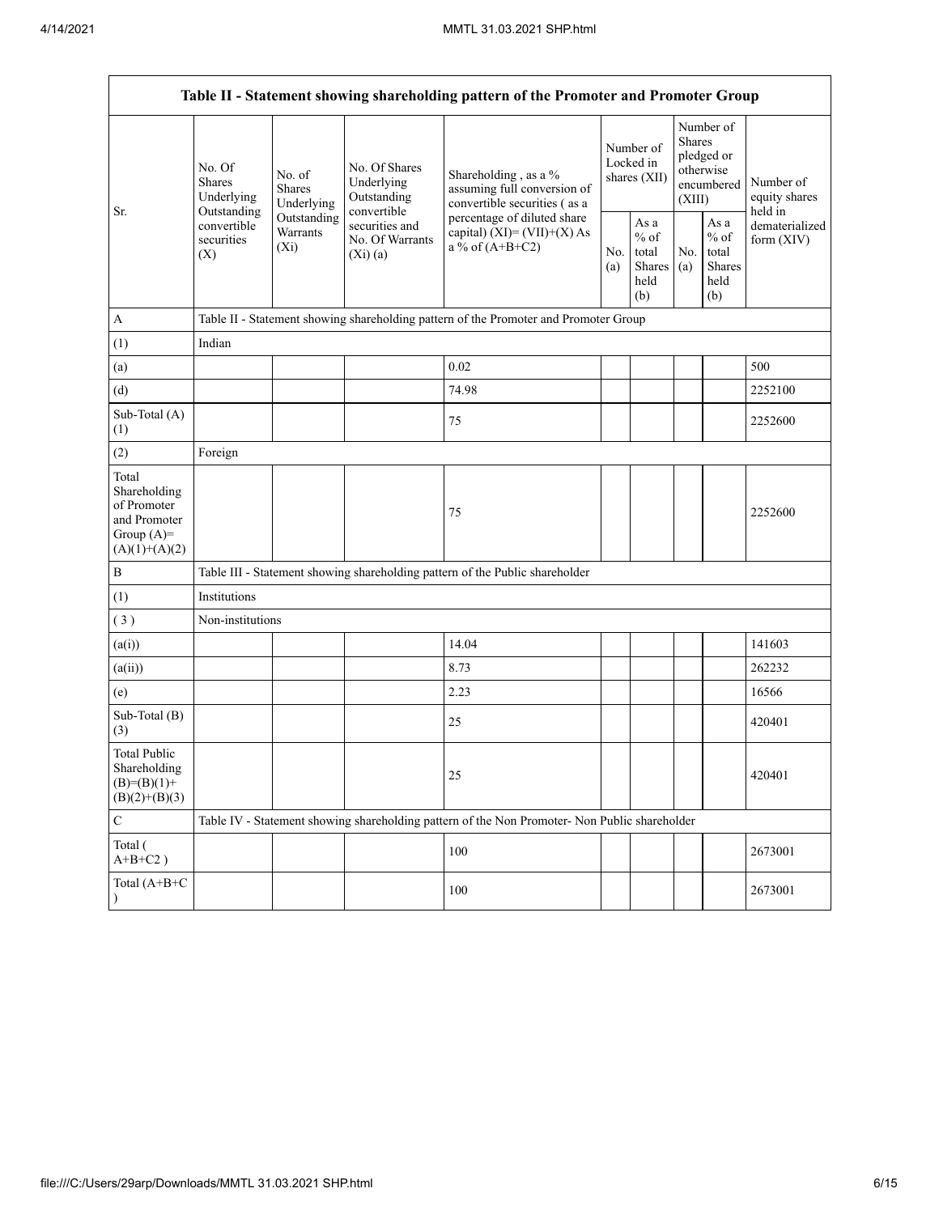| Table II - Statement showing shareholding pattern of the Promoter and Promoter Group | | | | | | | | | |
|---|---|---|---|---|---|---|---|---|---|
| Sr. | No. Of Shares Underlying Outstanding convertible securities (X) | No. of Shares Underlying Outstanding Warrants (Xi) | No. Of Shares Underlying Outstanding convertible securities and No. Of Warrants (Xi) (a) | Shareholding , as a % assuming full conversion of convertible securities ( as a percentage of diluted share capital) (XI)= (VII)+(X) As a % of (A+B+C2) | Number of Locked in shares (XII) | | Number of Shares pledged or otherwise encumbered (XIII) | | Number of equity shares held in dematerialized form (XIV) |
| | | | | | No. (a) | As a % of total Shares held (b) | No. (a) | As a % of total Shares held (b) | |
| A | Table II - Statement showing shareholding pattern of the Promoter and Promoter Group | | | | | | | | |
| (1) | Indian | | | | | | | | |
| (a) | | | | 0.02 | | | | | 500 |
| (d) | | | | 74.98 | | | | | 2252100 |
| Sub-Total (A) (1) | | | | 75 | | | | | 2252600 |
| (2) | Foreign | | | | | | | | |
| Total Shareholding of Promoter and Promoter Group (A)= (A)(1)+(A)(2) | | | | 75 | | | | | 2252600 |
| B | Table III - Statement showing shareholding pattern of the Public shareholder | | | | | | | | |
| (1) | Institutions | | | | | | | | |
| ( 3 ) | Non-institutions | | | | | | | | |
| (a(i)) | | | | 14.04 | | | | | 141603 |
| (a(ii)) | | | | 8.73 | | | | | 262232 |
| (e) | | | | 2.23 | | | | | 16566 |
| Sub-Total (B) (3) | | | | 25 | | | | | 420401 |
| Total Public Shareholding (B)=(B)(1)+ (B)(2)+(B)(3) | | | | 25 | | | | | 420401 |
| C | Table IV - Statement showing shareholding pattern of the Non Promoter- Non Public shareholder | | | | | | | | |
| Total ( A+B+C2 ) | | | | 100 | | | | | 2673001 |
| Total (A+B+C ) | | | | 100 | | | | | 2673001 |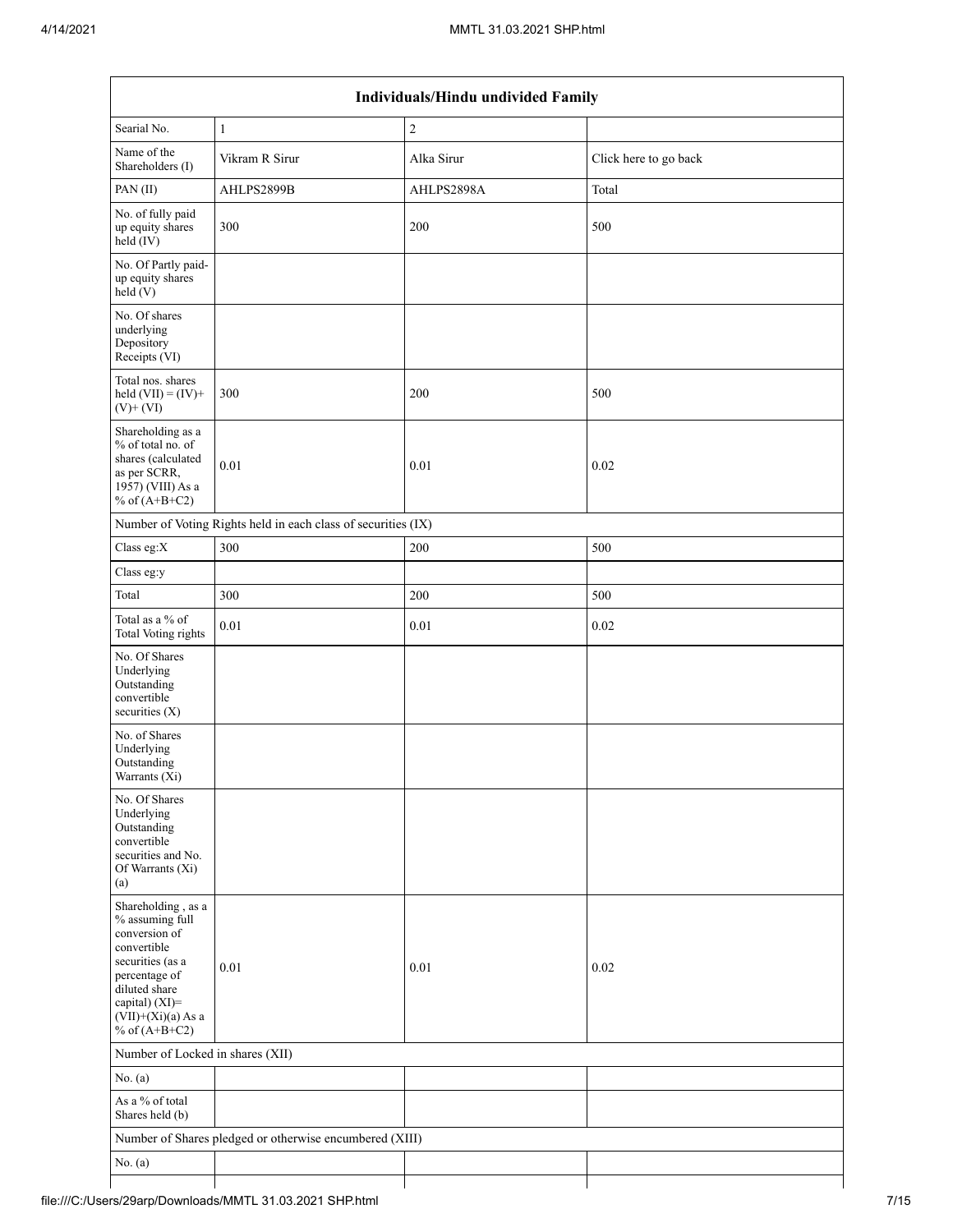| Individuals/Hindu undivided Family | | | |
|---|---|---|---|
| Searial No. | 1 | 2 | |
| Name of the Shareholders (I) | Vikram R Sirur | Alka Sirur | Click here to go back |
| PAN (II) | AHLPS2899B | AHLPS2898A | Total |
| No. of fully paid up equity shares held (IV) | 300 | 200 | 500 |
| No. Of Partly paid-up equity shares held (V) | | | |
| No. Of shares underlying Depository Receipts (VI) | | | |
| Total nos. shares held (VII) = (IV)+ (V)+ (VI) | 300 | 200 | 500 |
| Shareholding as a % of total no. of shares (calculated as per SCRR, 1957) (VIII) As a % of (A+B+C2) | 0.01 | 0.01 | 0.02 |
| Number of Voting Rights held in each class of securities (IX) | | | |
| Class eg:X | 300 | 200 | 500 |
| Class eg:y | | | |
| Total | 300 | 200 | 500 |
| Total as a % of Total Voting rights | 0.01 | 0.01 | 0.02 |
| No. Of Shares Underlying Outstanding convertible securities (X) | | | |
| No. of Shares Underlying Outstanding Warrants (Xi) | | | |
| No. Of Shares Underlying Outstanding convertible securities and No. Of Warrants (Xi) (a) | | | |
| Shareholding , as a % assuming full conversion of convertible securities (as a percentage of diluted share capital) (XI)= (VII)+(Xi)(a) As a % of (A+B+C2) | 0.01 | 0.01 | 0.02 |
| Number of Locked in shares (XII) | | | |
| No. (a) | | | |
| As a % of total Shares held (b) | | | |
| Number of Shares pledged or otherwise encumbered (XIII) | | | |
| No. (a) | | | |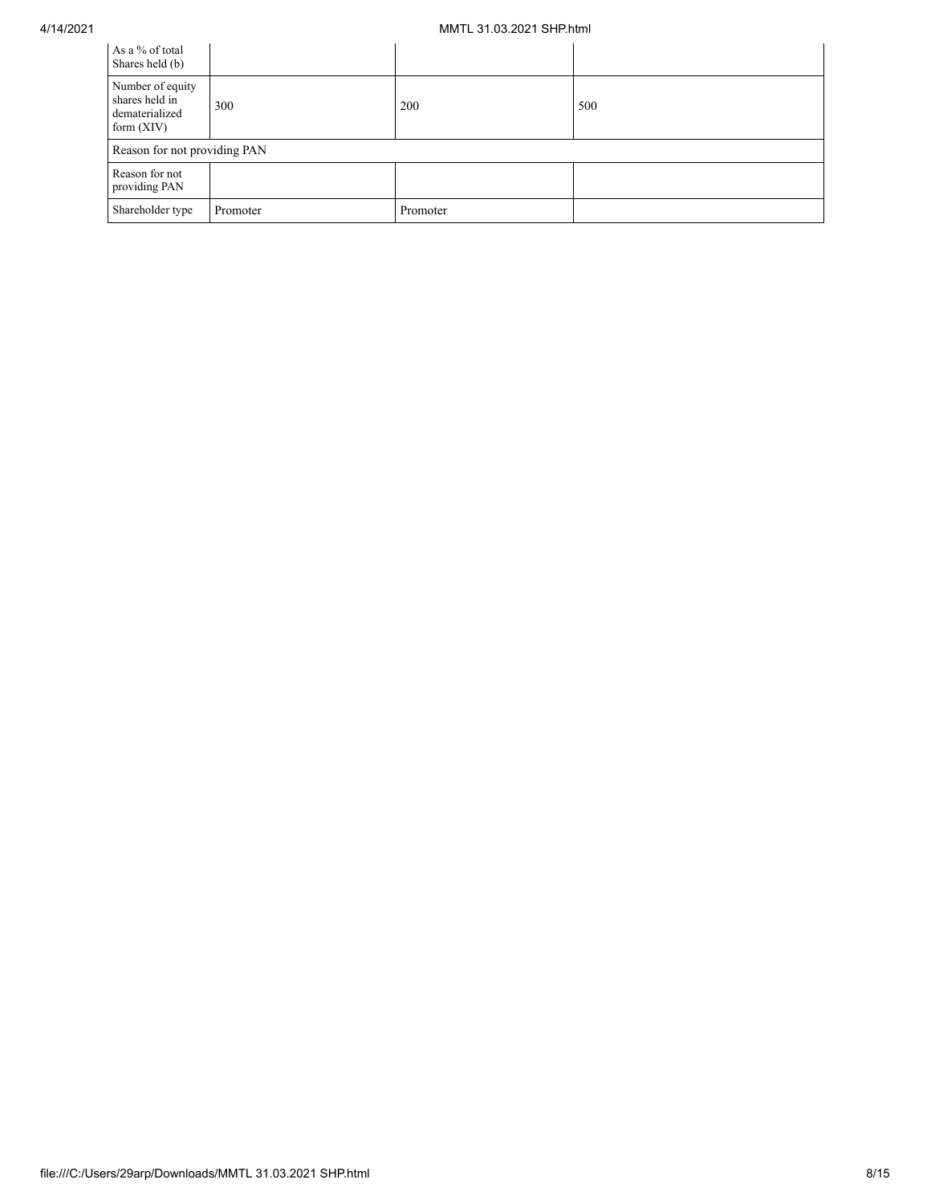| As a % of total Shares held (b) | | | |
|---|---|---|---|
| Number of equity shares held in dematerialized form (XIV) | 300 | 200 | 500 |
| Reason for not providing PAN | | | |
| Reason for not providing PAN | | | |
| Shareholder type | Promoter | Promoter | |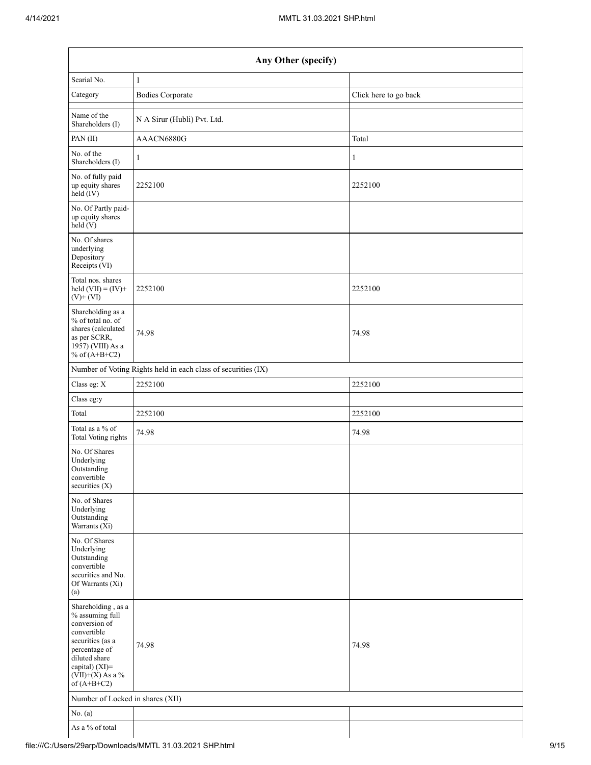| Any Other (specify) | | |
|---|---|---|
| Searial No. | 1 | |
| Category | Bodies Corporate | Click here to go back |
| Name of the Shareholders (I) | N A Sirur (Hubli) Pvt. Ltd. | |
| PAN (II) | AAACN6880G | Total |
| No. of the Shareholders (I) | 1 | 1 |
| No. of fully paid up equity shares held (IV) | 2252100 | 2252100 |
| No. Of Partly paid-up equity shares held (V) | | |
| No. Of shares underlying Depository Receipts (VI) | | |
| Total nos. shares held (VII) = (IV)+ (V)+ (VI) | 2252100 | 2252100 |
| Shareholding as a % of total no. of shares (calculated as per SCRR, 1957) (VIII) As a % of (A+B+C2) | 74.98 | 74.98 |
| Number of Voting Rights held in each class of securities (IX) | | |
| Class eg: X | 2252100 | 2252100 |
| Class eg:y | | |
| Total | 2252100 | 2252100 |
| Total as a % of Total Voting rights | 74.98 | 74.98 |
| No. Of Shares Underlying Outstanding convertible securities (X) | | |
| No. of Shares Underlying Outstanding Warrants (Xi) | | |
| No. Of Shares Underlying Outstanding convertible securities and No. Of Warrants (Xi) (a) | | |
| Shareholding , as a % assuming full conversion of convertible securities (as a percentage of diluted share capital) (XI)= (VII)+(X) As a % of (A+B+C2) | 74.98 | 74.98 |
| Number of Locked in shares (XII) | | |
| No. (a) | | |
| As a % of total | | |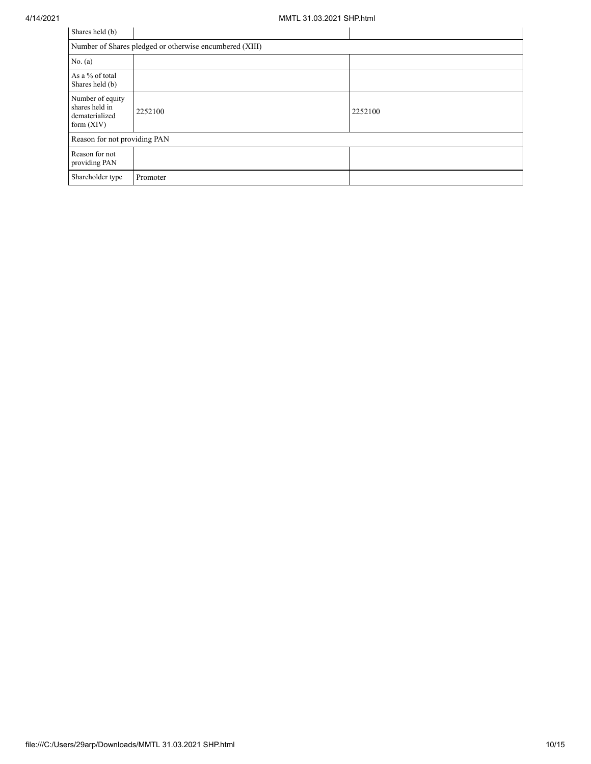| Shares held (b) | | |
|---|---|---|
| Number of Shares pledged or otherwise encumbered (XIII) | | |
| No. (a) | | |
| As a % of total Shares held (b) | | |
| Number of equity shares held in dematerialized form (XIV) | 2252100 | 2252100 |
| Reason for not providing PAN | | |
| Reason for not providing PAN | | |
| Shareholder type | Promoter | |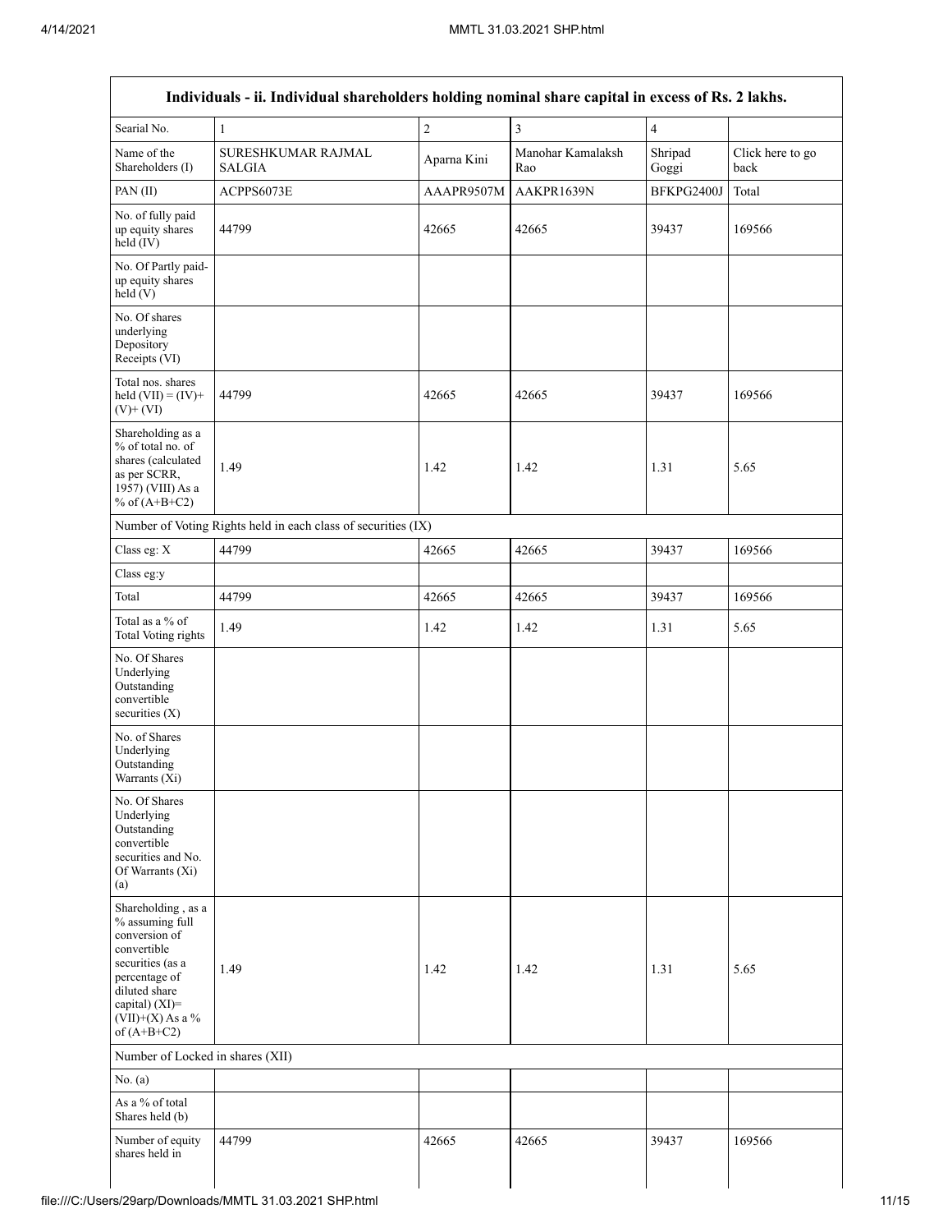| Individuals - ii. Individual shareholders holding nominal share capital in excess of Rs. 2 lakhs. | | | | | |
|---|---|---|---|---|---|
| Searial No. | 1 | 2 | 3 | 4 | |
| Name of the Shareholders (I) | SURESHKUMAR RAJMAL SALGIA | Aparna Kini | Manohar Kamalaksh Rao | Shripad Goggi | Click here to go back |
| PAN (II) | ACPPS6073E | AAAPR9507M | AAKPR1639N | BFKPG2400J | Total |
| No. of fully paid up equity shares held (IV) | 44799 | 42665 | 42665 | 39437 | 169566 |
| No. Of Partly paid-up equity shares held (V) | | | | | |
| No. Of shares underlying Depository Receipts (VI) | | | | | |
| Total nos. shares held (VII) = (IV)+(V)+ (VI) | 44799 | 42665 | 42665 | 39437 | 169566 |
| Shareholding as a % of total no. of shares (calculated as per SCRR, 1957) (VIII) As a % of (A+B+C2) | 1.49 | 1.42 | 1.42 | 1.31 | 5.65 |
| Number of Voting Rights held in each class of securities (IX) | | | | | |
| Class eg: X | 44799 | 42665 | 42665 | 39437 | 169566 |
| Class eg:y | | | | | |
| Total | 44799 | 42665 | 42665 | 39437 | 169566 |
| Total as a % of Total Voting rights | 1.49 | 1.42 | 1.42 | 1.31 | 5.65 |
| No. Of Shares Underlying Outstanding convertible securities (X) | | | | | |
| No. of Shares Underlying Outstanding Warrants (Xi) | | | | | |
| No. Of Shares Underlying Outstanding convertible securities and No. Of Warrants (Xi) (a) | | | | | |
| Shareholding , as a % assuming full conversion of convertible securities (as a percentage of diluted share capital) (XI)= (VII)+(X) As a % of (A+B+C2) | 1.49 | 1.42 | 1.42 | 1.31 | 5.65 |
| Number of Locked in shares (XII) | | | | | |
| No. (a) | | | | | |
| As a % of total Shares held (b) | | | | | |
| Number of equity shares held in | 44799 | 42665 | 42665 | 39437 | 169566 |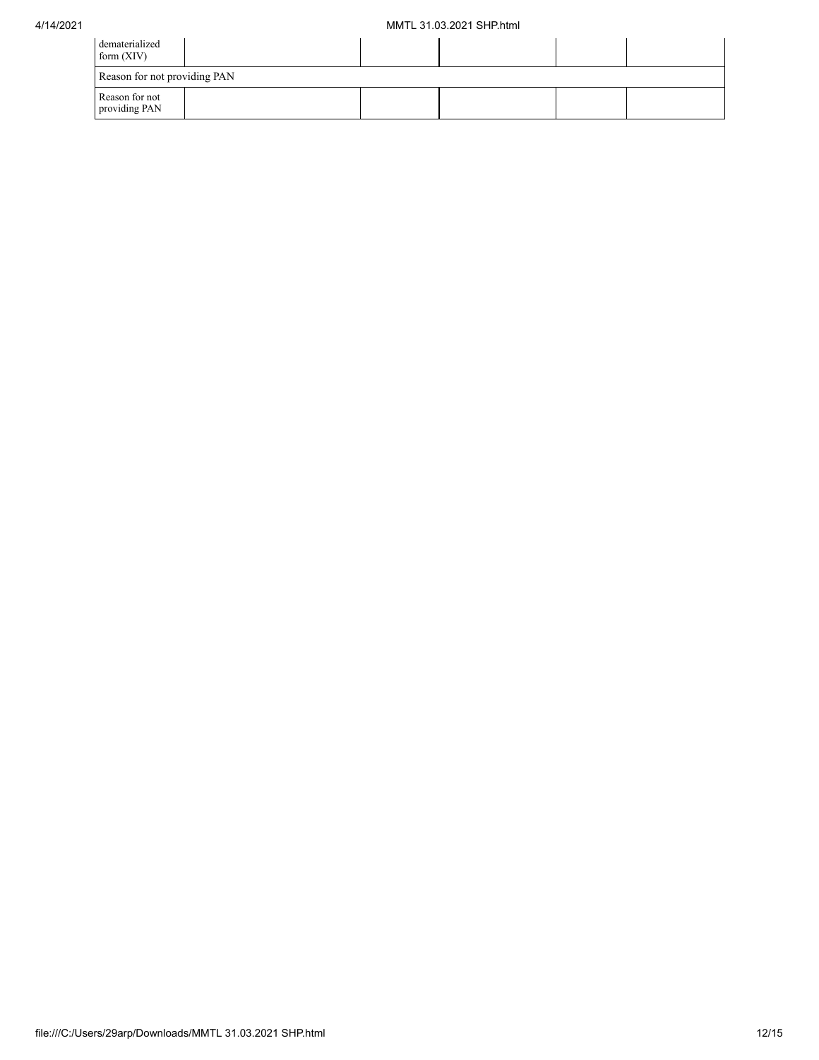| dematerialized form (XIV) | | | | | |
|---|---|---|---|---|---|
| Reason for not providing PAN | | | | | |
| Reason for not providing PAN | | | | | |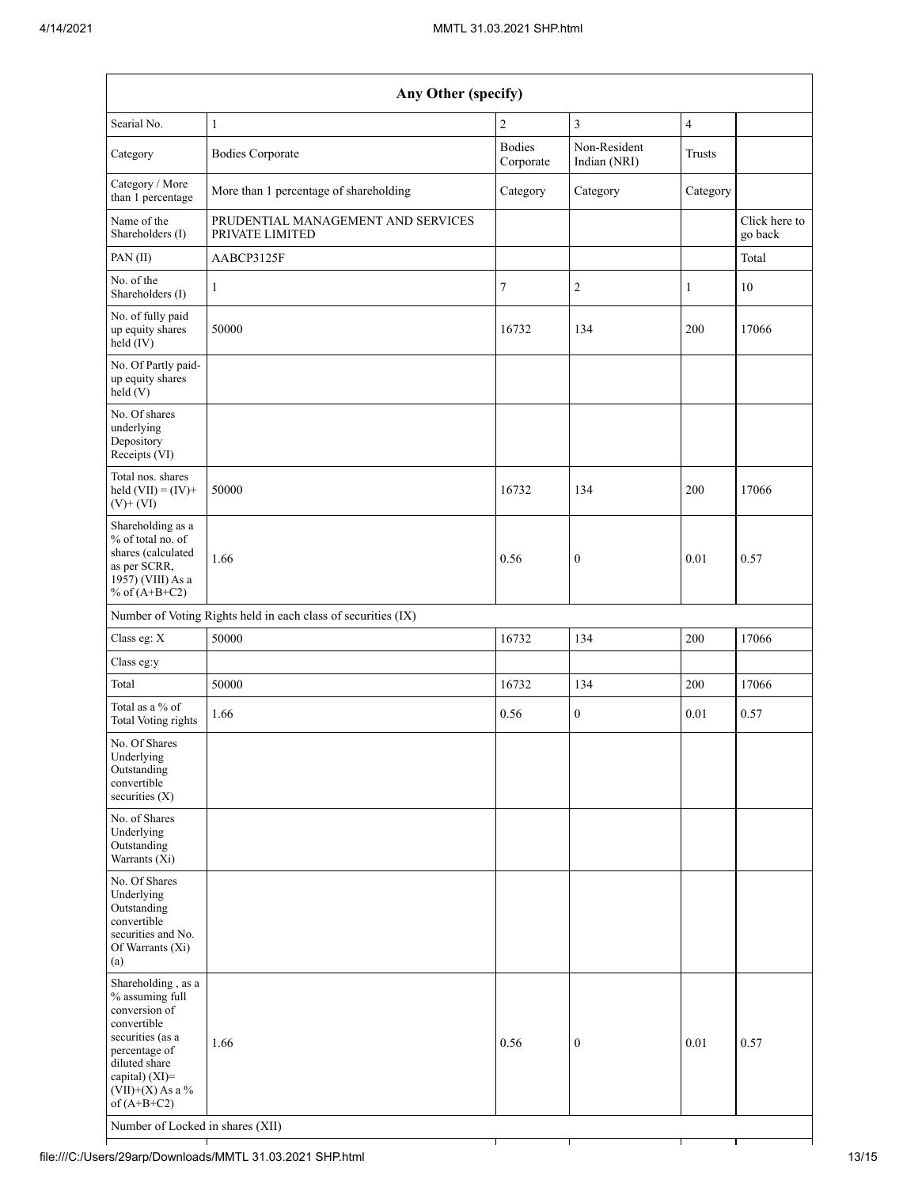| Any Other (specify) | | | | | |
|---|---|---|---|---|---|
| Searial No. | 1 | 2 | 3 | 4 | |
| Category | Bodies Corporate | Bodies Corporate | Non-Resident Indian (NRI) | Trusts | |
| Category / More than 1 percentage | More than 1 percentage of shareholding | Category | Category | Category | |
| Name of the Shareholders (I) | PRUDENTIAL MANAGEMENT AND SERVICES PRIVATE LIMITED | | | | Click here to go back |
| PAN (II) | AABCP3125F | | | | Total |
| No. of the Shareholders (I) | 1 | 7 | 2 | 1 | 10 |
| No. of fully paid up equity shares held (IV) | 50000 | 16732 | 134 | 200 | 17066 |
| No. Of Partly paid-up equity shares held (V) | | | | | |
| No. Of shares underlying Depository Receipts (VI) | | | | | |
| Total nos. shares held (VII) = (IV)+ (V)+ (VI) | 50000 | 16732 | 134 | 200 | 17066 |
| Shareholding as a % of total no. of shares (calculated as per SCRR, 1957) (VIII) As a % of (A+B+C2) | 1.66 | 0.56 | 0 | 0.01 | 0.57 |
| Number of Voting Rights held in each class of securities (IX) | | | | | |
| Class eg: X | 50000 | 16732 | 134 | 200 | 17066 |
| Class eg:y | | | | | |
| Total | 50000 | 16732 | 134 | 200 | 17066 |
| Total as a % of Total Voting rights | 1.66 | 0.56 | 0 | 0.01 | 0.57 |
| No. Of Shares Underlying Outstanding convertible securities (X) | | | | | |
| No. of Shares Underlying Outstanding Warrants (Xi) | | | | | |
| No. Of Shares Underlying Outstanding convertible securities and No. Of Warrants (Xi) (a) | | | | | |
| Shareholding , as a % assuming full conversion of convertible securities (as a percentage of diluted share capital) (XI)= (VII)+(X) As a % of (A+B+C2) | 1.66 | 0.56 | 0 | 0.01 | 0.57 |
| Number of Locked in shares (XII) | | | | | |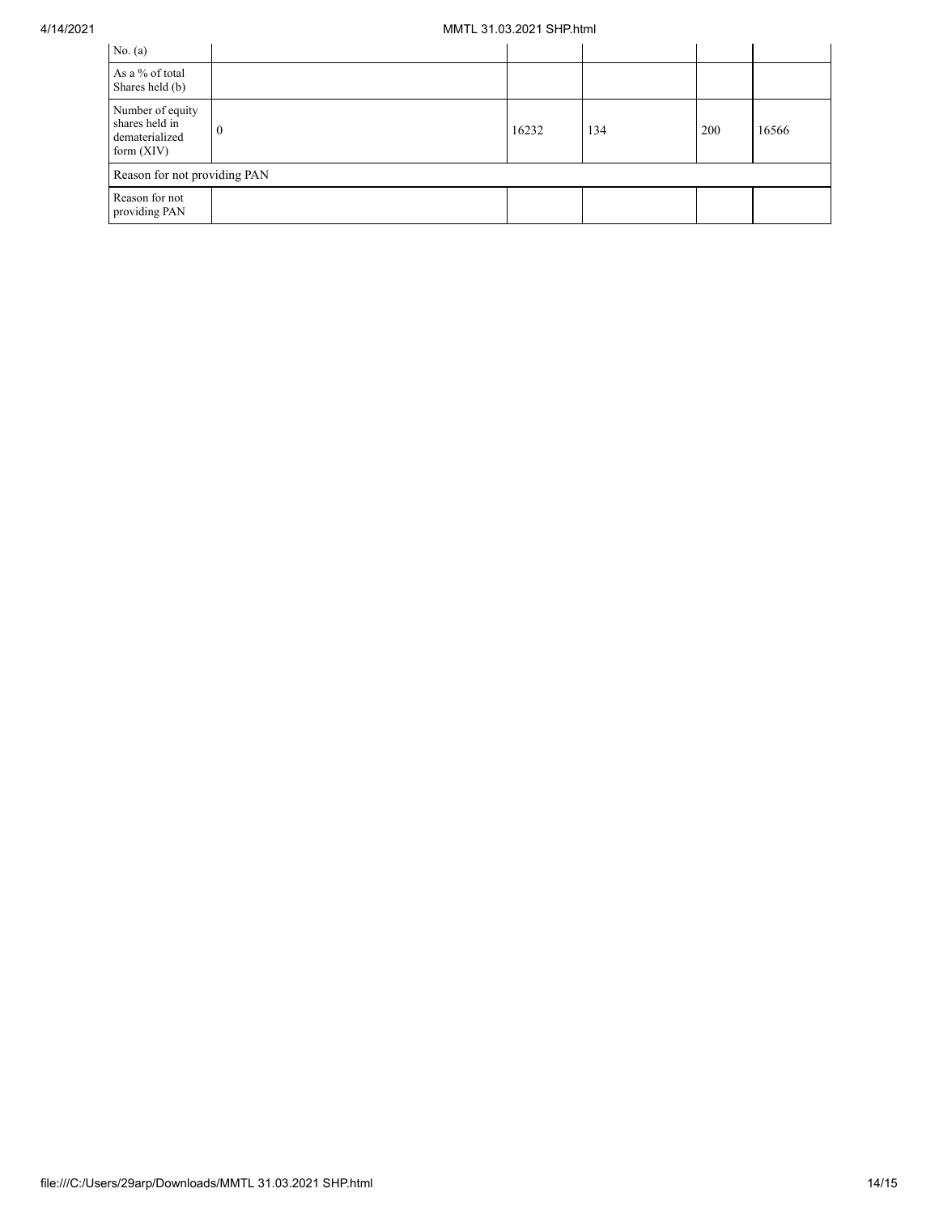| No. (a) | | | | | |
|---|---|---|---|---|---|
| As a % of total Shares held (b) | | | | | |
| Number of equity shares held in dematerialized form (XIV) | 0 | 16232 | 134 | 200 | 16566 |
| Reason for not providing PAN | | | | | |
| Reason for not providing PAN | | | | | |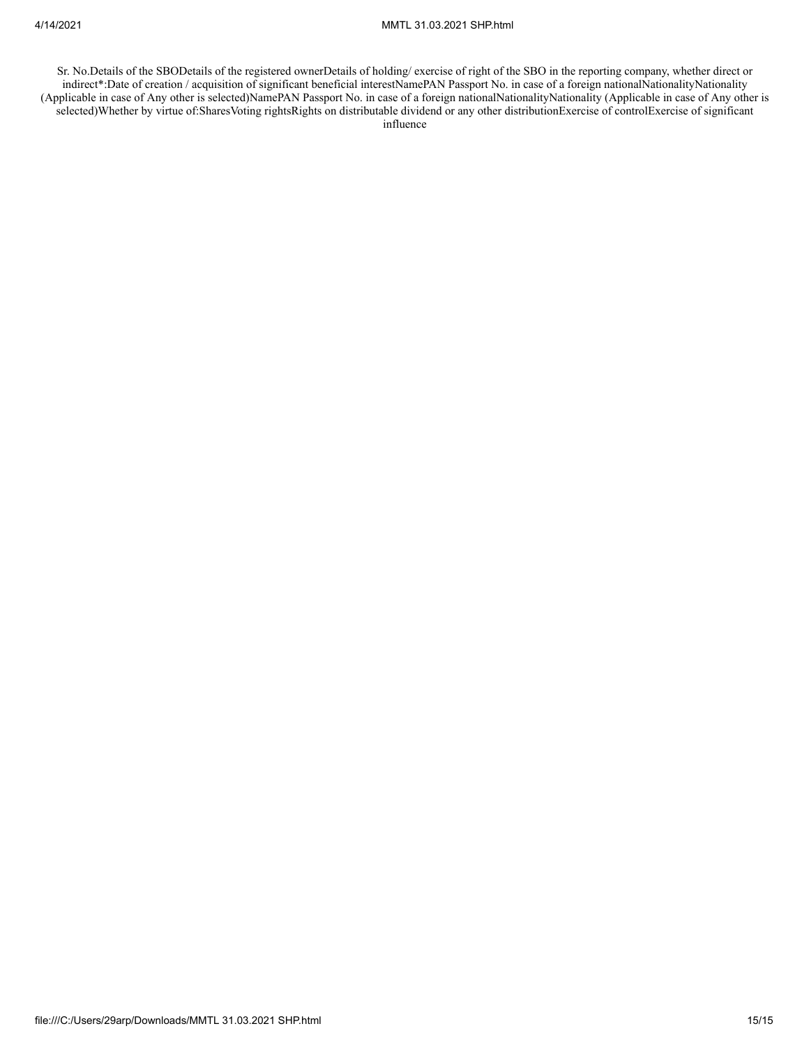Sr. No.Details of the SBODetails of the registered ownerDetails of holding/ exercise of right of the SBO in the reporting company, whether direct or indirect*:Date of creation / acquisition of significant beneficial interestNamePAN Passport No. in case of a foreign nationalNationalityNationality (Applicable in case of Any other is selected)NamePAN Passport No. in case of a foreign nationalNationalityNationality (Applicable in case of Any other is selected)Whether by virtue of:SharesVoting rightsRights on distributable dividend or any other distributionExercise of controlExercise of significant influence